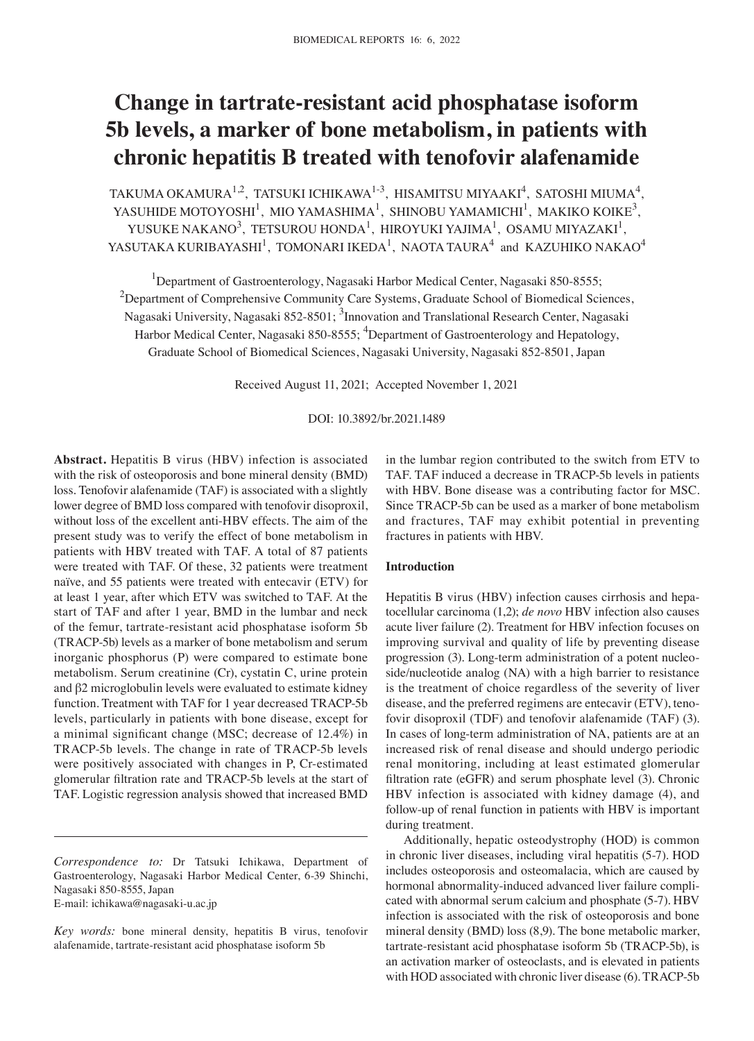# Change in tartrate-resistant acid phosphatase isoform 5b levels, a marker of bone metabolism, in patients with chronic hepatitis B treated with tenofovir alafenamide

TAKUMA OKAMURA[1,2], TATSUKI ICHIKAWA[1-3], HISAMITSU MIYAAKI[4], SATOSHI MIUMA[4], YASUHIDE MOTOYOSHI[1], MIO YAMASHIMA[1], SHINOBU YAMAMICHI[1], MAKIKO KOIKE[3], YUSUKE NAKANO[3], TETSUROU HONDA[1], HIROYUKI YAJIMA[1], OSAMU MIYAZAKI[1], YASUTAKA KURIBAYASHI[1], TOMONARI IKEDA[1], NAOTA TAURA[4] and KAZUHIKO NAKAO[4]

[1]Department of Gastroenterology, Nagasaki Harbor Medical Center, Nagasaki 850-8555; [2]Department of Comprehensive Community Care Systems, Graduate School of Biomedical Sciences, Nagasaki University, Nagasaki 852-8501; [3]Innovation and Translational Research Center, Nagasaki Harbor Medical Center, Nagasaki 850-8555; [4]Department of Gastroenterology and Hepatology, Graduate School of Biomedical Sciences, Nagasaki University, Nagasaki 852-8501, Japan

Received August 11, 2021; Accepted November 1, 2021

DOI: 10.3892/br.2021.1489

**Abstract.** Hepatitis B virus (HBV) infection is associated with the risk of osteoporosis and bone mineral density (BMD) loss. Tenofovir alafenamide (TAF) is associated with a slightly lower degree of BMD loss compared with tenofovir disoproxil, without loss of the excellent anti-HBV effects. The aim of the present study was to verify the effect of bone metabolism in patients with HBV treated with TAF. A total of 87 patients were treated with TAF. Of these, 32 patients were treatment naïve, and 55 patients were treated with entecavir (ETV) for at least 1 year, after which ETV was switched to TAF. At the start of TAF and after 1 year, BMD in the lumbar and neck of the femur, tartrate-resistant acid phosphatase isoform 5b (TRACP-5b) levels as a marker of bone metabolism and serum inorganic phosphorus (P) were compared to estimate bone metabolism. Serum creatinine (Cr), cystatin C, urine protein and β2 microglobulin levels were evaluated to estimate kidney function. Treatment with TAF for 1 year decreased TRACP-5b levels, particularly in patients with bone disease, except for a minimal significant change (MSC; decrease of 12.4%) in TRACP-5b levels. The change in rate of TRACP-5b levels were positively associated with changes in P, Cr-estimated glomerular filtration rate and TRACP-5b levels at the start of TAF. Logistic regression analysis showed that increased BMD in the lumbar region contributed to the switch from ETV to TAF. TAF induced a decrease in TRACP-5b levels in patients with HBV. Bone disease was a contributing factor for MSC. Since TRACP-5b can be used as a marker of bone metabolism and fractures, TAF may exhibit potential in preventing fractures in patients with HBV.

## Introduction

Hepatitis B virus (HBV) infection causes cirrhosis and hepatocellular carcinoma (1,2); *de novo* HBV infection also causes acute liver failure (2). Treatment for HBV infection focuses on improving survival and quality of life by preventing disease progression (3). Long-term administration of a potent nucleoside/nucleotide analog (NA) with a high barrier to resistance is the treatment of choice regardless of the severity of liver disease, and the preferred regimens are entecavir (ETV), tenofovir disoproxil (TDF) and tenofovir alafenamide (TAF) (3). In cases of long-term administration of NA, patients are at an increased risk of renal disease and should undergo periodic renal monitoring, including at least estimated glomerular filtration rate (eGFR) and serum phosphate level (3). Chronic HBV infection is associated with kidney damage (4), and follow-up of renal function in patients with HBV is important during treatment.

Additionally, hepatic osteodystrophy (HOD) is common in chronic liver diseases, including viral hepatitis (5-7). HOD includes osteoporosis and osteomalacia, which are caused by hormonal abnormality-induced advanced liver failure complicated with abnormal serum calcium and phosphate (5-7). HBV infection is associated with the risk of osteoporosis and bone mineral density (BMD) loss (8,9). The bone metabolic marker, tartrate-resistant acid phosphatase isoform 5b (TRACP-5b), is an activation marker of osteoclasts, and is elevated in patients with HOD associated with chronic liver disease (6). TRACP-5b

*Correspondence to:* Dr Tatsuki Ichikawa, Department of Gastroenterology, Nagasaki Harbor Medical Center, 6-39 Shinchi, Nagasaki 850-8555, Japan
E-mail: ichikawa@nagasaki-u.ac.jp

*Key words:* bone mineral density, hepatitis B virus, tenofovir alafenamide, tartrate-resistant acid phosphatase isoform 5b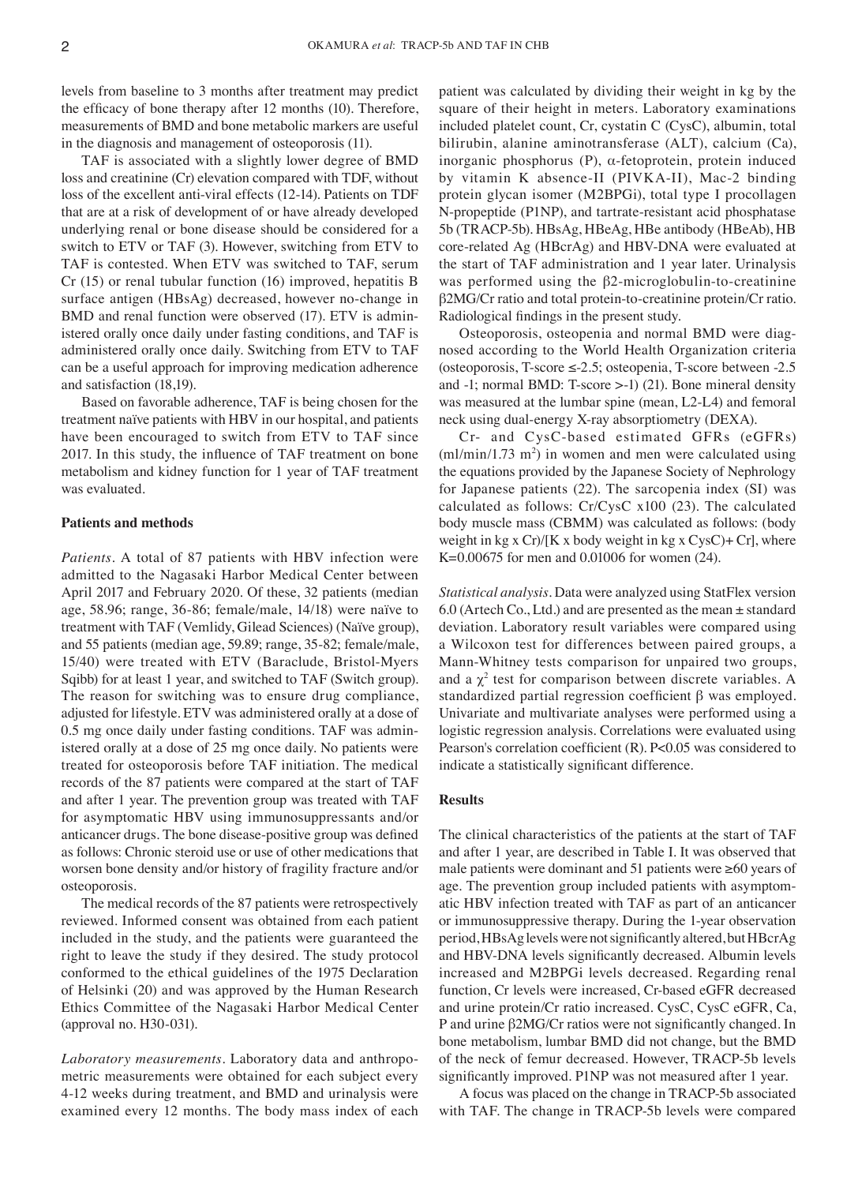levels from baseline to 3 months after treatment may predict the efficacy of bone therapy after 12 months (10). Therefore, measurements of BMD and bone metabolic markers are useful in the diagnosis and management of osteoporosis (11).

TAF is associated with a slightly lower degree of BMD loss and creatinine (Cr) elevation compared with TDF, without loss of the excellent anti-viral effects (12-14). Patients on TDF that are at a risk of development of or have already developed underlying renal or bone disease should be considered for a switch to ETV or TAF (3). However, switching from ETV to TAF is contested. When ETV was switched to TAF, serum Cr (15) or renal tubular function (16) improved, hepatitis B surface antigen (HBsAg) decreased, however no-change in BMD and renal function were observed (17). ETV is administered orally once daily under fasting conditions, and TAF is administered orally once daily. Switching from ETV to TAF can be a useful approach for improving medication adherence and satisfaction (18,19).

Based on favorable adherence, TAF is being chosen for the treatment naïve patients with HBV in our hospital, and patients have been encouraged to switch from ETV to TAF since 2017. In this study, the influence of TAF treatment on bone metabolism and kidney function for 1 year of TAF treatment was evaluated.

## Patients and methods

*Patients.* A total of 87 patients with HBV infection were admitted to the Nagasaki Harbor Medical Center between April 2017 and February 2020. Of these, 32 patients (median age, 58.96; range, 36-86; female/male, 14/18) were naïve to treatment with TAF (Vemlidy, Gilead Sciences) (Naïve group), and 55 patients (median age, 59.89; range, 35-82; female/male, 15/40) were treated with ETV (Baraclude, Bristol-Myers Sqibb) for at least 1 year, and switched to TAF (Switch group). The reason for switching was to ensure drug compliance, adjusted for lifestyle. ETV was administered orally at a dose of 0.5 mg once daily under fasting conditions. TAF was administered orally at a dose of 25 mg once daily. No patients were treated for osteoporosis before TAF initiation. The medical records of the 87 patients were compared at the start of TAF and after 1 year. The prevention group was treated with TAF for asymptomatic HBV using immunosuppressants and/or anticancer drugs. The bone disease-positive group was defined as follows: Chronic steroid use or use of other medications that worsen bone density and/or history of fragility fracture and/or osteoporosis.

The medical records of the 87 patients were retrospectively reviewed. Informed consent was obtained from each patient included in the study, and the patients were guaranteed the right to leave the study if they desired. The study protocol conformed to the ethical guidelines of the 1975 Declaration of Helsinki (20) and was approved by the Human Research Ethics Committee of the Nagasaki Harbor Medical Center (approval no. H30-031).

*Laboratory measurements.* Laboratory data and anthropometric measurements were obtained for each subject every 4-12 weeks during treatment, and BMD and urinalysis were examined every 12 months. The body mass index of each patient was calculated by dividing their weight in kg by the square of their height in meters. Laboratory examinations included platelet count, Cr, cystatin C (CysC), albumin, total bilirubin, alanine aminotransferase (ALT), calcium (Ca), inorganic phosphorus (P), α-fetoprotein, protein induced by vitamin K absence-II (PIVKA-II), Mac-2 binding protein glycan isomer (M2BPGi), total type I procollagen N-propeptide (P1NP), and tartrate-resistant acid phosphatase 5b (TRACP-5b). HBsAg, HBeAg, HBe antibody (HBeAb), HB core-related Ag (HBcrAg) and HBV-DNA were evaluated at the start of TAF administration and 1 year later. Urinalysis was performed using the β2-microglobulin-to-creatinine β2MG/Cr ratio and total protein-to-creatinine protein/Cr ratio. Radiological findings in the present study.

Osteoporosis, osteopenia and normal BMD were diagnosed according to the World Health Organization criteria (osteoporosis, T-score $\leq$-2.5; osteopenia, T-score between -2.5 and -1; normal BMD: T-score >-1) (21). Bone mineral density was measured at the lumbar spine (mean, L2-L4) and femoral neck using dual-energy X-ray absorptiometry (DEXA).

Cr- and CysC-based estimated GFRs (eGFRs) (ml/min/1.73 $m^2$) in women and men were calculated using the equations provided by the Japanese Society of Nephrology for Japanese patients (22). The sarcopenia index (SI) was calculated as follows: Cr/CysC x100 (23). The calculated body muscle mass (CBMM) was calculated as follows: (body weight in kg x Cr)/[K x body weight in kg x CysC)+ Cr], where K=0.00675 for men and 0.01006 for women (24).

*Statistical analysis.* Data were analyzed using StatFlex version 6.0 (Artech Co., Ltd.) and are presented as the mean ± standard deviation. Laboratory result variables were compared using a Wilcoxon test for differences between paired groups, a Mann-Whitney tests comparison for unpaired two groups, and a $\chi^2$ test for comparison between discrete variables. A standardized partial regression coefficient β was employed. Univariate and multivariate analyses were performed using a logistic regression analysis. Correlations were evaluated using Pearson's correlation coefficient (R). $P<0.05$ was considered to indicate a statistically significant difference.

## Results

The clinical characteristics of the patients at the start of TAF and after 1 year, are described in Table I. It was observed that male patients were dominant and 51 patients were ≥60 years of age. The prevention group included patients with asymptomatic HBV infection treated with TAF as part of an anticancer or immunosuppressive therapy. During the 1-year observation period, HBsAg levels were not significantly altered, but HBcrAg and HBV-DNA levels significantly decreased. Albumin levels increased and M2BPGi levels decreased. Regarding renal function, Cr levels were increased, Cr-based eGFR decreased and urine protein/Cr ratio increased. CysC, CysC eGFR, Ca, P and urine β2MG/Cr ratios were not significantly changed. In bone metabolism, lumbar BMD did not change, but the BMD of the neck of femur decreased. However, TRACP-5b levels significantly improved. P1NP was not measured after 1 year.

A focus was placed on the change in TRACP-5b associated with TAF. The change in TRACP-5b levels were compared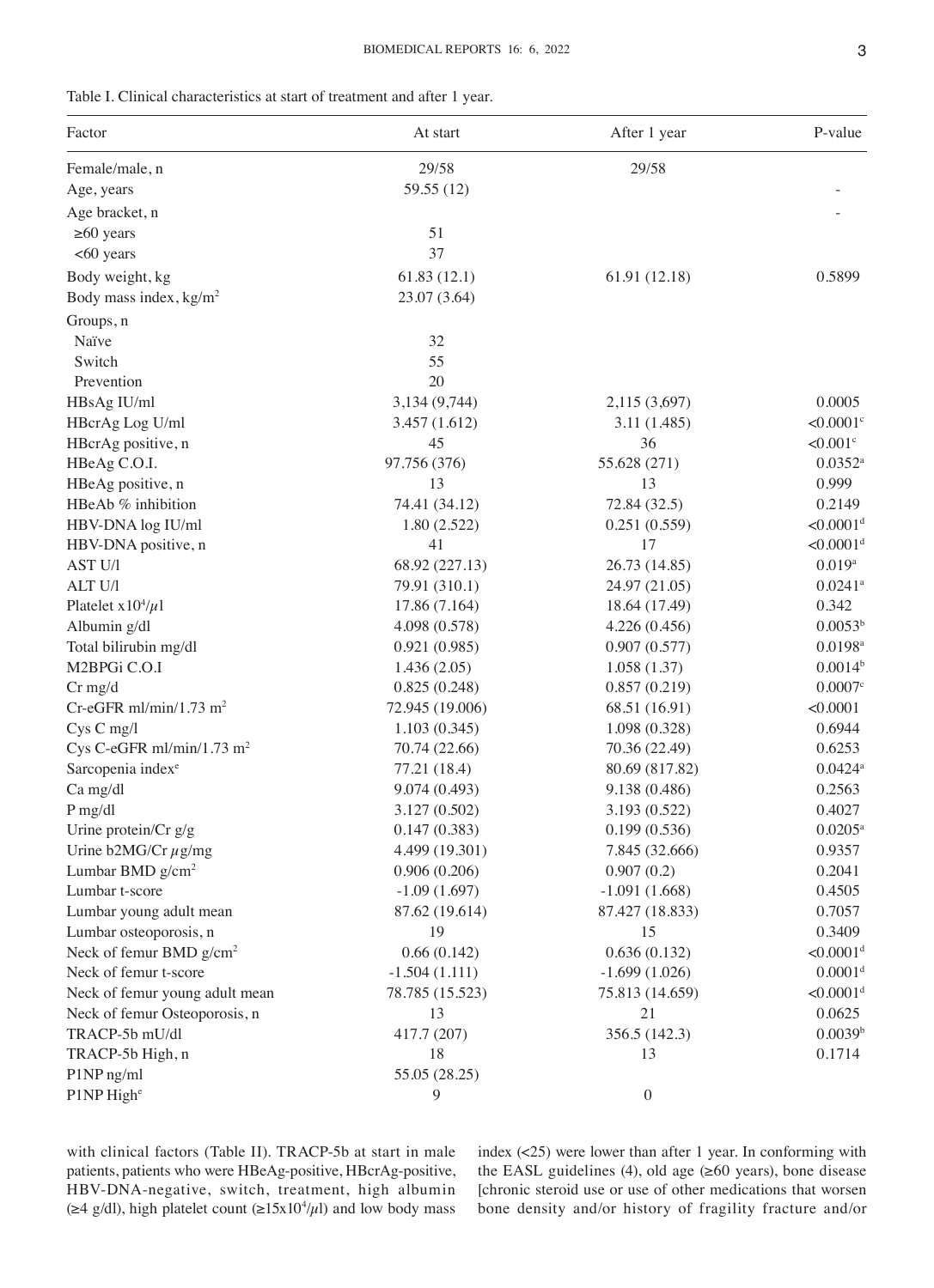Table I. Clinical characteristics at start of treatment and after 1 year.

| Factor | At start | After 1 year | P-value |
|---|---|---|---|
| Female/male, n | 29/58 | 29/58 | |
| Age, years | 59.55 (12) | | - |
| Age bracket, n | | | - |
| ≥60 years | 51 | | |
| <60 years | 37 | | |
| Body weight, kg | 61.83 (12.1) | 61.91 (12.18) | 0.5899 |
| Body mass index, kg/m$^2$ | 23.07 (3.64) | | |
| Groups, n | | | |
| Naïve | 32 | | |
| Switch | 55 | | |
| Prevention | 20 | | |
| HBsAg IU/ml | 3,134 (9,744) | 2,115 (3,697) | 0.0005 |
| HBcrAg Log U/ml | 3.457 (1.612) | 3.11 (1.485) | <0.0001[c] |
| HBcrAg positive, n | 45 | 36 | <0.001[c] |
| HBeAg C.O.I. | 97.756 (376) | 55.628 (271) | 0.0352[a] |
| HBeAg positive, n | 13 | 13 | 0.999 |
| HBeAb % inhibition | 74.41 (34.12) | 72.84 (32.5) | 0.2149 |
| HBV-DNA log IU/ml | 1.80 (2.522) | 0.251 (0.559) | <0.0001[d] |
| HBV-DNA positive, n | 41 | 17 | <0.0001[d] |
| AST U/l | 68.92 (227.13) | 26.73 (14.85) | 0.019[a] |
| ALT U/l | 79.91 (310.1) | 24.97 (21.05) | 0.0241[a] |
| Platelet x10$^4$/$\mu$l | 17.86 (7.164) | 18.64 (17.49) | 0.342 |
| Albumin g/dl | 4.098 (0.578) | 4.226 (0.456) | 0.0053[b] |
| Total bilirubin mg/dl | 0.921 (0.985) | 0.907 (0.577) | 0.0198[a] |
| M2BPGi C.O.I | 1.436 (2.05) | 1.058 (1.37) | 0.0014[b] |
| Cr mg/d | 0.825 (0.248) | 0.857 (0.219) | 0.0007[c] |
| Cr-eGFR ml/min/1.73 m$^2$ | 72.945 (19.006) | 68.51 (16.91) | <0.0001 |
| Cys C mg/l | 1.103 (0.345) | 1.098 (0.328) | 0.6944 |
| Cys C-eGFR ml/min/1.73 m$^2$ | 70.74 (22.66) | 70.36 (22.49) | 0.6253 |
| Sarcopenia index[e] | 77.21 (18.4) | 80.69 (817.82) | 0.0424[a] |
| Ca mg/dl | 9.074 (0.493) | 9.138 (0.486) | 0.2563 |
| P mg/dl | 3.127 (0.502) | 3.193 (0.522) | 0.4027 |
| Urine protein/Cr g/g | 0.147 (0.383) | 0.199 (0.536) | 0.0205[a] |
| Urine b2MG/Cr $\mu$g/mg | 4.499 (19.301) | 7.845 (32.666) | 0.9357 |
| Lumbar BMD g/cm$^2$ | 0.906 (0.206) | 0.907 (0.2) | 0.2041 |
| Lumbar t-score | -1.09 (1.697) | -1.091 (1.668) | 0.4505 |
| Lumbar young adult mean | 87.62 (19.614) | 87.427 (18.833) | 0.7057 |
| Lumbar osteoporosis, n | 19 | 15 | 0.3409 |
| Neck of femur BMD g/cm$^2$ | 0.66 (0.142) | 0.636 (0.132) | <0.0001[d] |
| Neck of femur t-score | -1.504 (1.111) | -1.699 (1.026) | 0.0001[d] |
| Neck of femur young adult mean | 78.785 (15.523) | 75.813 (14.659) | <0.0001[d] |
| Neck of femur Osteoporosis, n | 13 | 21 | 0.0625 |
| TRACP-5b mU/dl | 417.7 (207) | 356.5 (142.3) | 0.0039[b] |
| TRACP-5b High, n | 18 | 13 | 0.1714 |
| P1NP ng/ml | 55.05 (28.25) | | |
| P1NP High[e] | 9 | 0 | |

with clinical factors (Table II). TRACP-5b at start in male patients, patients who were HBeAg-positive, HBcrAg-positive, HBV-DNA-negative, switch, treatment, high albumin (≥4 g/dl), high platelet count (≥15x10$^4$/$\mu$l) and low body mass index (<25) were lower than after 1 year. In conforming with the EASL guidelines (4), old age (≥60 years), bone disease [chronic steroid use or use of other medications that worsen bone density and/or history of fragility fracture and/or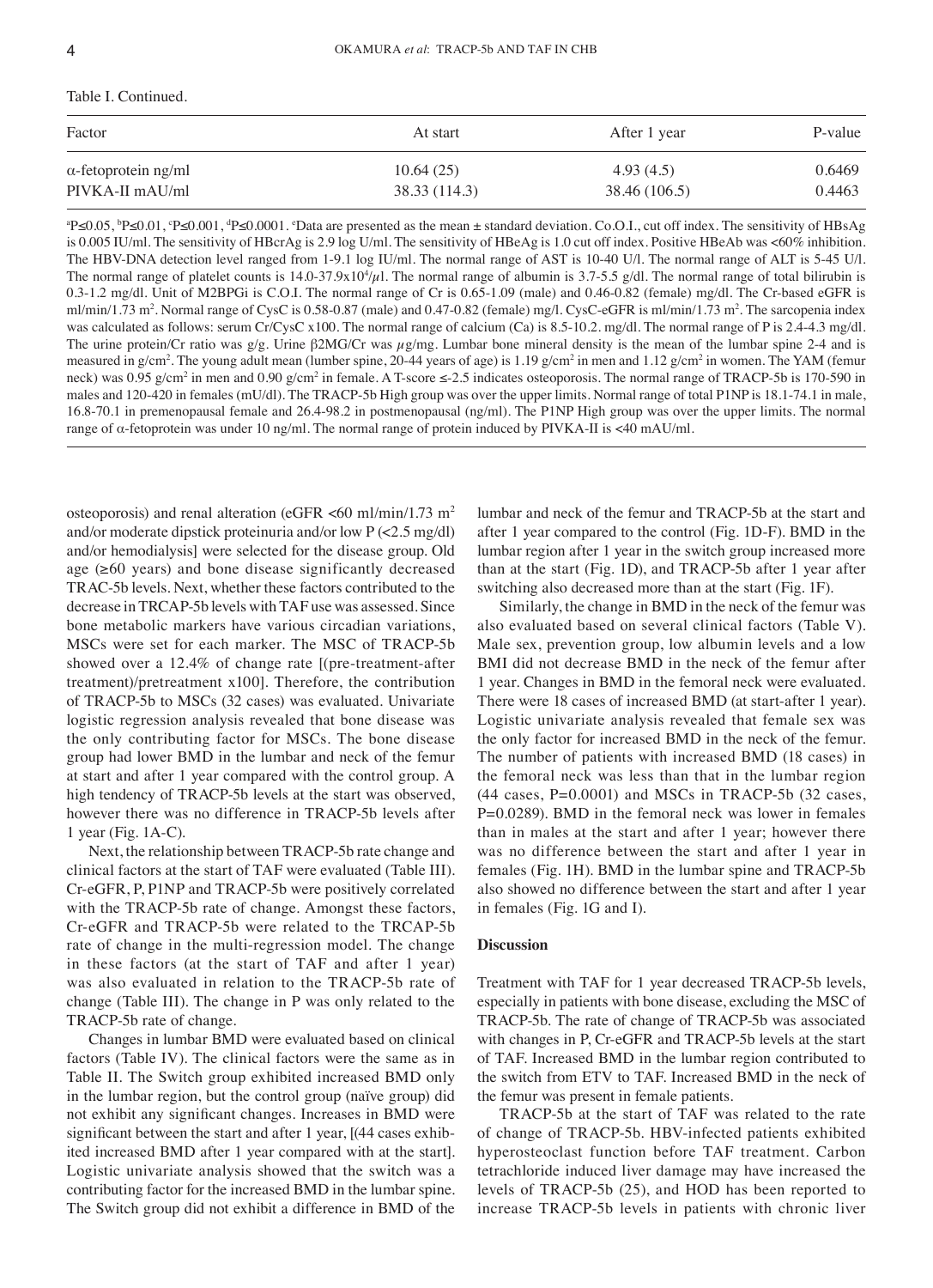Table I. Continued.

| Factor | At start | After 1 year | P-value |
|---|---|---|---|
| α-fetoprotein ng/ml | 10.64 (25) | 4.93 (4.5) | 0.6469 |
| PIVKA-II mAU/ml | 38.33 (114.3) | 38.46 (106.5) | 0.4463 |

[a]P≤0.05, [b]P≤0.01, [c]P≤0.001, [d]P≤0.0001. [e]Data are presented as the mean ± standard deviation. Co.O.I., cut off index. The sensitivity of HBsAg is 0.005 IU/ml. The sensitivity of HBcrAg is 2.9 log U/ml. The sensitivity of HBeAg is 1.0 cut off index. Positive HBeAb was <60% inhibition. The HBV-DNA detection level ranged from 1-9.1 log IU/ml. The normal range of AST is 10-40 U/l. The normal range of ALT is 5-45 U/l. The normal range of platelet counts is 14.0-37.9x10$^4$/μl. The normal range of albumin is 3.7-5.5 g/dl. The normal range of total bilirubin is 0.3-1.2 mg/dl. Unit of M2BPGi is C.O.I. The normal range of Cr is 0.65-1.09 (male) and 0.46-0.82 (female) mg/dl. The Cr-based eGFR is ml/min/1.73 m$^2$. Normal range of CysC is 0.58-0.87 (male) and 0.47-0.82 (female) mg/l. CysC-eGFR is ml/min/1.73 m$^2$. The sarcopenia index was calculated as follows: serum Cr/CysC x100. The normal range of calcium (Ca) is 8.5-10.2. mg/dl. The normal range of P is 2.4-4.3 mg/dl. The urine protein/Cr ratio was g/g. Urine β2MG/Cr was μg/mg. Lumbar bone mineral density is the mean of the lumbar spine 2-4 and is measured in g/cm$^2$. The young adult mean (lumber spine, 20-44 years of age) is 1.19 g/cm$^2$ in men and 1.12 g/cm$^2$ in women. The YAM (femur neck) was 0.95 g/cm$^2$ in men and 0.90 g/cm$^2$ in female. A T-score ≤-2.5 indicates osteoporosis. The normal range of TRACP-5b is 170-590 in males and 120-420 in females (mU/dl). The TRACP-5b High group was over the upper limits. Normal range of total P1NP is 18.1-74.1 in male, 16.8-70.1 in premenopausal female and 26.4-98.2 in postmenopausal (ng/ml). The P1NP High group was over the upper limits. The normal range of α-fetoprotein was under 10 ng/ml. The normal range of protein induced by PIVKA-II is <40 mAU/ml.

osteoporosis) and renal alteration (eGFR <60 ml/min/1.73 m$^2$ and/or moderate dipstick proteinuria and/or low P (<2.5 mg/dl) and/or hemodialysis] were selected for the disease group. Old age (≥60 years) and bone disease significantly decreased TRAC-5b levels. Next, whether these factors contributed to the decrease in TRCAP-5b levels with TAF use was assessed. Since bone metabolic markers have various circadian variations, MSCs were set for each marker. The MSC of TRACP-5b showed over a 12.4% of change rate [(pre-treatment-after treatment)/pretreatment x100]. Therefore, the contribution of TRACP-5b to MSCs (32 cases) was evaluated. Univariate logistic regression analysis revealed that bone disease was the only contributing factor for MSCs. The bone disease group had lower BMD in the lumbar and neck of the femur at start and after 1 year compared with the control group. A high tendency of TRACP-5b levels at the start was observed, however there was no difference in TRACP-5b levels after 1 year (Fig. 1A-C).

Next, the relationship between TRACP-5b rate change and clinical factors at the start of TAF were evaluated (Table III). Cr-eGFR, P, P1NP and TRACP-5b were positively correlated with the TRACP-5b rate of change. Amongst these factors, Cr-eGFR and TRACP-5b were related to the TRCAP-5b rate of change in the multi-regression model. The change in these factors (at the start of TAF and after 1 year) was also evaluated in relation to the TRACP-5b rate of change (Table III). The change in P was only related to the TRACP-5b rate of change.

Changes in lumbar BMD were evaluated based on clinical factors (Table IV). The clinical factors were the same as in Table II. The Switch group exhibited increased BMD only in the lumbar region, but the control group (naïve group) did not exhibit any significant changes. Increases in BMD were significant between the start and after 1 year, [(44 cases exhibited increased BMD after 1 year compared with at the start]. Logistic univariate analysis showed that the switch was a contributing factor for the increased BMD in the lumbar spine. The Switch group did not exhibit a difference in BMD of the lumbar and neck of the femur and TRACP-5b at the start and after 1 year compared to the control (Fig. 1D-F). BMD in the lumbar region after 1 year in the switch group increased more than at the start (Fig. 1D), and TRACP-5b after 1 year after switching also decreased more than at the start (Fig. 1F).

Similarly, the change in BMD in the neck of the femur was also evaluated based on several clinical factors (Table V). Male sex, prevention group, low albumin levels and a low BMI did not decrease BMD in the neck of the femur after 1 year. Changes in BMD in the femoral neck were evaluated. There were 18 cases of increased BMD (at start-after 1 year). Logistic univariate analysis revealed that female sex was the only factor for increased BMD in the neck of the femur. The number of patients with increased BMD (18 cases) in the femoral neck was less than that in the lumbar region (44 cases, P=0.0001) and MSCs in TRACP-5b (32 cases, P=0.0289). BMD in the femoral neck was lower in females than in males at the start and after 1 year; however there was no difference between the start and after 1 year in females (Fig. 1H). BMD in the lumbar spine and TRACP-5b also showed no difference between the start and after 1 year in females (Fig. 1G and I).

## Discussion

Treatment with TAF for 1 year decreased TRACP-5b levels, especially in patients with bone disease, excluding the MSC of TRACP-5b. The rate of change of TRACP-5b was associated with changes in P, Cr-eGFR and TRACP-5b levels at the start of TAF. Increased BMD in the lumbar region contributed to the switch from ETV to TAF. Increased BMD in the neck of the femur was present in female patients.

TRACP-5b at the start of TAF was related to the rate of change of TRACP-5b. HBV-infected patients exhibited hyperosteoclast function before TAF treatment. Carbon tetrachloride induced liver damage may have increased the levels of TRACP-5b (25), and HOD has been reported to increase TRACP-5b levels in patients with chronic liver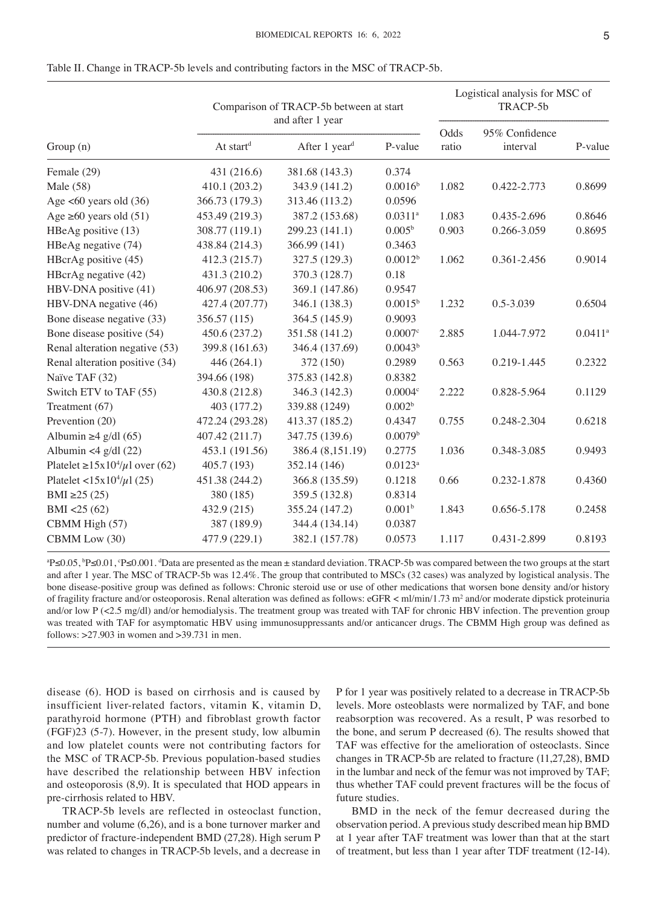Table II. Change in TRACP-5b levels and contributing factors in the MSC of TRACP-5b.

| Group (n) | Comparison of TRACP-5b between at start and after 1 year | | | Logistical analysis for MSC of TRACP-5b | | |
|---|---|---|---|---|---|---|
| | At start[d] | After 1 year[d] | P-value | Odds ratio | 95% Confidence interval | P-value |
| Female (29) | 431 (216.6) | 381.68 (143.3) | 0.374 | | | |
| Male (58) | 410.1 (203.2) | 343.9 (141.2) | 0.0016[b] | 1.082 | 0.422-2.773 | 0.8699 |
| Age <60 years old (36) | 366.73 (179.3) | 313.46 (113.2) | 0.0596 | | | |
| Age ≥60 years old (51) | 453.49 (219.3) | 387.2 (153.68) | 0.0311[a] | 1.083 | 0.435-2.696 | 0.8646 |
| HBeAg positive (13) | 308.77 (119.1) | 299.23 (141.1) | 0.005[b] | 0.903 | 0.266-3.059 | 0.8695 |
| HBeAg negative (74) | 438.84 (214.3) | 366.99 (141) | 0.3463 | | | |
| HBcrAg positive (45) | 412.3 (215.7) | 327.5 (129.3) | 0.0012[b] | 1.062 | 0.361-2.456 | 0.9014 |
| HBcrAg negative (42) | 431.3 (210.2) | 370.3 (128.7) | 0.18 | | | |
| HBV-DNA positive (41) | 406.97 (208.53) | 369.1 (147.86) | 0.9547 | | | |
| HBV-DNA negative (46) | 427.4 (207.77) | 346.1 (138.3) | 0.0015[b] | 1.232 | 0.5-3.039 | 0.6504 |
| Bone disease negative (33) | 356.57 (115) | 364.5 (145.9) | 0.9093 | | | |
| Bone disease positive (54) | 450.6 (237.2) | 351.58 (141.2) | 0.0007[c] | 2.885 | 1.044-7.972 | 0.0411[a] |
| Renal alteration negative (53) | 399.8 (161.63) | 346.4 (137.69) | 0.0043[b] | | | |
| Renal alteration positive (34) | 446 (264.1) | 372 (150) | 0.2989 | 0.563 | 0.219-1.445 | 0.2322 |
| Naïve TAF (32) | 394.66 (198) | 375.83 (142.8) | 0.8382 | | | |
| Switch ETV to TAF (55) | 430.8 (212.8) | 346.3 (142.3) | 0.0004[c] | 2.222 | 0.828-5.964 | 0.1129 |
| Treatment (67) | 403 (177.2) | 339.88 (1249) | 0.002[b] | | | |
| Prevention (20) | 472.24 (293.28) | 413.37 (185.2) | 0.4347 | 0.755 | 0.248-2.304 | 0.6218 |
| Albumin ≥4 g/dl (65) | 407.42 (211.7) | 347.75 (139.6) | 0.0079[b] | | | |
| Albumin <4 g/dl (22) | 453.1 (191.56) | 386.4 (8,151.19) | 0.2775 | 1.036 | 0.348-3.085 | 0.9493 |
| Platelet $\geq 15 \times 10^4/\mu$l over (62) | 405.7 (193) | 352.14 (146) | 0.0123[a] | | | |
| Platelet $<15 \times 10^4/\mu$l (25) | 451.38 (244.2) | 366.8 (135.59) | 0.1218 | 0.66 | 0.232-1.878 | 0.4360 |
| BMI ≥25 (25) | 380 (185) | 359.5 (132.8) | 0.8314 | | | |
| BMI <25 (62) | 432.9 (215) | 355.24 (147.2) | 0.001[b] | 1.843 | 0.656-5.178 | 0.2458 |
| CBMM High (57) | 387 (189.9) | 344.4 (134.14) | 0.0387 | | | |
| CBMM Low (30) | 477.9 (229.1) | 382.1 (157.78) | 0.0573 | 1.117 | 0.431-2.899 | 0.8193 |

[a]P≤0.05, [b]P≤0.01, [c]P≤0.001. [d]Data are presented as the mean ± standard deviation. TRACP-5b was compared between the two groups at the start and after 1 year. The MSC of TRACP-5b was 12.4%. The group that contributed to MSCs (32 cases) was analyzed by logistical analysis. The bone disease-positive group was defined as follows: Chronic steroid use or use of other medications that worsen bone density and/or history of fragility fracture and/or osteoporosis. Renal alteration was defined as follows: eGFR < ml/min/1.73 m$^2$ and/or moderate dipstick proteinuria and/or low P (<2.5 mg/dl) and/or hemodialysis. The treatment group was treated with TAF for chronic HBV infection. The prevention group was treated with TAF for asymptomatic HBV using immunosuppressants and/or anticancer drugs. The CBMM High group was defined as follows: >27.903 in women and >39.731 in men.

disease (6). HOD is based on cirrhosis and is caused by insufficient liver-related factors, vitamin K, vitamin D, parathyroid hormone (PTH) and fibroblast growth factor (FGF)23 (5-7). However, in the present study, low albumin and low platelet counts were not contributing factors for the MSC of TRACP-5b. Previous population-based studies have described the relationship between HBV infection and osteoporosis (8,9). It is speculated that HOD appears in pre-cirrhosis related to HBV.

TRACP-5b levels are reflected in osteoclast function, number and volume (6,26), and is a bone turnover marker and predictor of fracture-independent BMD (27,28). High serum P was related to changes in TRACP-5b levels, and a decrease in P for 1 year was positively related to a decrease in TRACP-5b levels. More osteoblasts were normalized by TAF, and bone reabsorption was recovered. As a result, P was resorbed to the bone, and serum P decreased (6). The results showed that TAF was effective for the amelioration of osteoclasts. Since changes in TRACP-5b are related to fracture (11,27,28), BMD in the lumbar and neck of the femur was not improved by TAF; thus whether TAF could prevent fractures will be the focus of future studies.

BMD in the neck of the femur decreased during the observation period. A previous study described mean hip BMD at 1 year after TAF treatment was lower than that at the start of treatment, but less than 1 year after TDF treatment (12-14).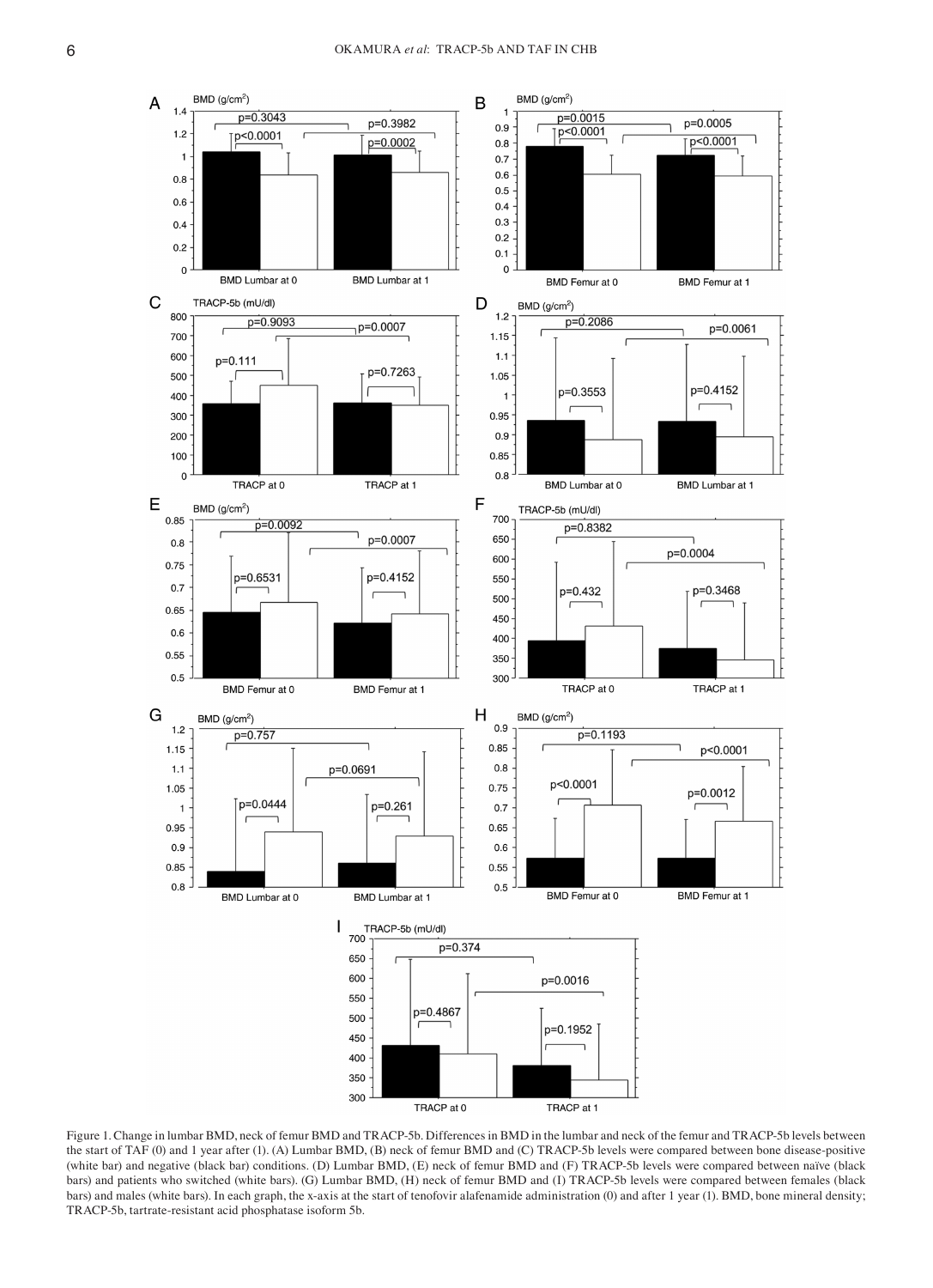Figure 1. Change in lumbar BMD, neck of femur BMD and TRACP-5b. Differences in BMD in the lumbar and neck of the femur and TRACP-5b levels between the start of TAF (0) and 1 year after (1). (A) Lumbar BMD, (B) neck of femur BMD and (C) TRACP-5b levels were compared between bone disease-positive (white bar) and negative (black bar) conditions. (D) Lumbar BMD, (E) neck of femur BMD and (F) TRACP-5b levels were compared between naïve (black bars) and patients who switched (white bars). (G) Lumbar BMD, (H) neck of femur BMD and (I) TRACP-5b levels were compared between females (black bars) and males (white bars). In each graph, the x-axis at the start of tenofovir alafenamide administration (0) and after 1 year (1). BMD, bone mineral density; TRACP-5b, tartrate-resistant acid phosphatase isoform 5b.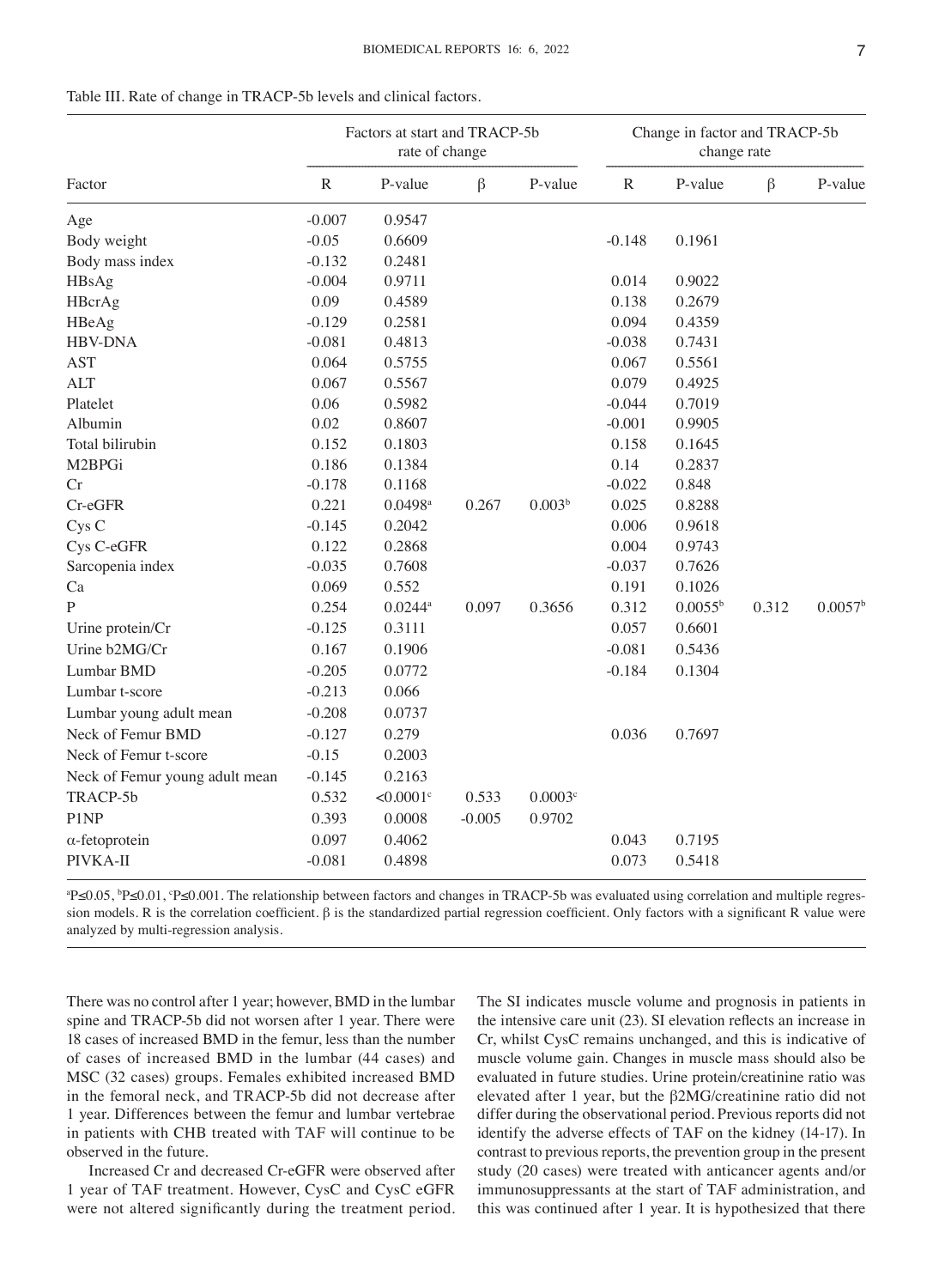Table III. Rate of change in TRACP-5b levels and clinical factors.

| | Factors at start and TRACP-5b rate of change | | | | Change in factor and TRACP-5b change rate | | | |
|---|---|---|---|---|---|---|---|---|
| Factor | R | P-value | β | P-value | R | P-value | β | P-value |
| Age | -0.007 | 0.9547 | | | | | | |
| Body weight | -0.05 | 0.6609 | | | -0.148 | 0.1961 | | |
| Body mass index | -0.132 | 0.2481 | | | | | | |
| HBsAg | -0.004 | 0.9711 | | | 0.014 | 0.9022 | | |
| HBcrAg | 0.09 | 0.4589 | | | 0.138 | 0.2679 | | |
| HBeAg | -0.129 | 0.2581 | | | 0.094 | 0.4359 | | |
| HBV-DNA | -0.081 | 0.4813 | | | -0.038 | 0.7431 | | |
| AST | 0.064 | 0.5755 | | | 0.067 | 0.5561 | | |
| ALT | 0.067 | 0.5567 | | | 0.079 | 0.4925 | | |
| Platelet | 0.06 | 0.5982 | | | -0.044 | 0.7019 | | |
| Albumin | 0.02 | 0.8607 | | | -0.001 | 0.9905 | | |
| Total bilirubin | 0.152 | 0.1803 | | | 0.158 | 0.1645 | | |
| M2BPGi | 0.186 | 0.1384 | | | 0.14 | 0.2837 | | |
| Cr | -0.178 | 0.1168 | | | -0.022 | 0.848 | | |
| Cr-eGFR | 0.221 | 0.0498[a] | 0.267 | 0.003[b] | 0.025 | 0.8288 | | |
| Cys C | -0.145 | 0.2042 | | | 0.006 | 0.9618 | | |
| Cys C-eGFR | 0.122 | 0.2868 | | | 0.004 | 0.9743 | | |
| Sarcopenia index | -0.035 | 0.7608 | | | -0.037 | 0.7626 | | |
| Ca | 0.069 | 0.552 | | | 0.191 | 0.1026 | | |
| P | 0.254 | 0.0244[a] | 0.097 | 0.3656 | 0.312 | 0.0055[b] | 0.312 | 0.0057[b] |
| Urine protein/Cr | -0.125 | 0.3111 | | | 0.057 | 0.6601 | | |
| Urine b2MG/Cr | 0.167 | 0.1906 | | | -0.081 | 0.5436 | | |
| Lumbar BMD | -0.205 | 0.0772 | | | -0.184 | 0.1304 | | |
| Lumbar t-score | -0.213 | 0.066 | | | | | | |
| Lumbar young adult mean | -0.208 | 0.0737 | | | | | | |
| Neck of Femur BMD | -0.127 | 0.279 | | | 0.036 | 0.7697 | | |
| Neck of Femur t-score | -0.15 | 0.2003 | | | | | | |
| Neck of Femur young adult mean | -0.145 | 0.2163 | | | | | | |
| TRACP-5b | 0.532 | <0.0001[c] | 0.533 | 0.0003[c] | | | | |
| P1NP | 0.393 | 0.0008 | -0.005 | 0.9702 | | | | |
| α-fetoprotein | 0.097 | 0.4062 | | | 0.043 | 0.7195 | | |
| PIVKA-II | -0.081 | 0.4898 | | | 0.073 | 0.5418 | | |

[a]P≤0.05, [b]P≤0.01, [c]P≤0.001. The relationship between factors and changes in TRACP-5b was evaluated using correlation and multiple regression models. R is the correlation coefficient. β is the standardized partial regression coefficient. Only factors with a significant R value were analyzed by multi-regression analysis.

There was no control after 1 year; however, BMD in the lumbar spine and TRACP-5b did not worsen after 1 year. There were 18 cases of increased BMD in the femur, less than the number of cases of increased BMD in the lumbar (44 cases) and MSC (32 cases) groups. Females exhibited increased BMD in the femoral neck, and TRACP-5b did not decrease after 1 year. Differences between the femur and lumbar vertebrae in patients with CHB treated with TAF will continue to be observed in the future.

Increased Cr and decreased Cr-eGFR were observed after 1 year of TAF treatment. However, CysC and CysC eGFR were not altered significantly during the treatment period. The SI indicates muscle volume and prognosis in patients in the intensive care unit (23). SI elevation reflects an increase in Cr, whilst CysC remains unchanged, and this is indicative of muscle volume gain. Changes in muscle mass should also be evaluated in future studies. Urine protein/creatinine ratio was elevated after 1 year, but the β2MG/creatinine ratio did not differ during the observational period. Previous reports did not identify the adverse effects of TAF on the kidney (14-17). In contrast to previous reports, the prevention group in the present study (20 cases) were treated with anticancer agents and/or immunosuppressants at the start of TAF administration, and this was continued after 1 year. It is hypothesized that there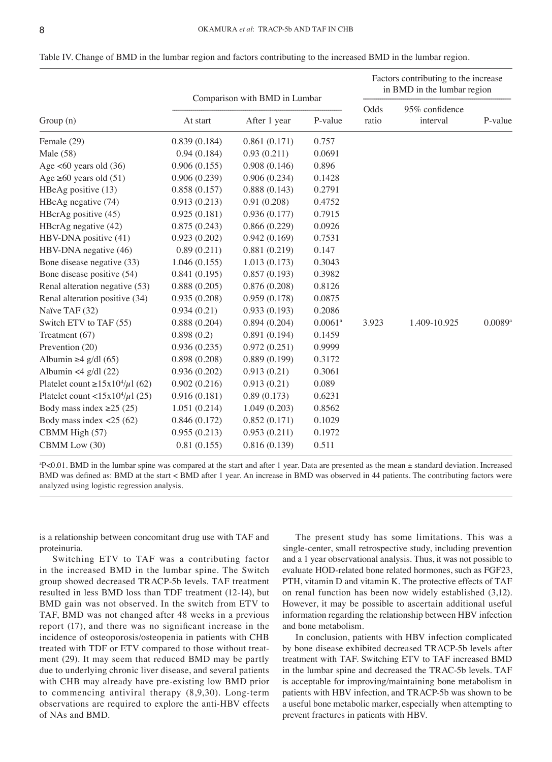Table IV. Change of BMD in the lumbar region and factors contributing to the increased BMD in the lumbar region.

| Group (n) | Comparison with BMD in Lumbar | | | Factors contributing to the increase in BMD in the lumbar region | | |
|---|---|---|---|---|---|---|
| | At start | After 1 year | P-value | Odds ratio | 95% confidence interval | P-value |
| Female (29) | 0.839 (0.184) | 0.861 (0.171) | 0.757 | | | |
| Male (58) | 0.94 (0.184) | 0.93 (0.211) | 0.0691 | | | |
| Age <60 years old (36) | 0.906 (0.155) | 0.908 (0.146) | 0.896 | | | |
| Age ≥60 years old (51) | 0.906 (0.239) | 0.906 (0.234) | 0.1428 | | | |
| HBeAg positive (13) | 0.858 (0.157) | 0.888 (0.143) | 0.2791 | | | |
| HBeAg negative (74) | 0.913 (0.213) | 0.91 (0.208) | 0.4752 | | | |
| HBcrAg positive (45) | 0.925 (0.181) | 0.936 (0.177) | 0.7915 | | | |
| HBcrAg negative (42) | 0.875 (0.243) | 0.866 (0.229) | 0.0926 | | | |
| HBV-DNA positive (41) | 0.923 (0.202) | 0.942 (0.169) | 0.7531 | | | |
| HBV-DNA negative (46) | 0.89 (0.211) | 0.881 (0.219) | 0.147 | | | |
| Bone disease negative (33) | 1.046 (0.155) | 1.013 (0.173) | 0.3043 | | | |
| Bone disease positive (54) | 0.841 (0.195) | 0.857 (0.193) | 0.3982 | | | |
| Renal alteration negative (53) | 0.888 (0.205) | 0.876 (0.208) | 0.8126 | | | |
| Renal alteration positive (34) | 0.935 (0.208) | 0.959 (0.178) | 0.0875 | | | |
| Naïve TAF (32) | 0.934 (0.21) | 0.933 (0.193) | 0.2086 | | | |
| Switch ETV to TAF (55) | 0.888 (0.204) | 0.894 (0.204) | 0.0061[a] | 3.923 | 1.409-10.925 | 0.0089[a] |
| Treatment (67) | 0.898 (0.2) | 0.891 (0.194) | 0.1459 | | | |
| Prevention (20) | 0.936 (0.235) | 0.972 (0.251) | 0.9999 | | | |
| Albumin ≥4 g/dl (65) | 0.898 (0.208) | 0.889 (0.199) | 0.3172 | | | |
| Albumin <4 g/dl (22) | 0.936 (0.202) | 0.913 (0.21) | 0.3061 | | | |
| Platelet count $\geq 15 \times 10^4/\mu l$ (62) | 0.902 (0.216) | 0.913 (0.21) | 0.089 | | | |
| Platelet count $<15 \times 10^4/\mu l$ (25) | 0.916 (0.181) | 0.89 (0.173) | 0.6231 | | | |
| Body mass index ≥25 (25) | 1.051 (0.214) | 1.049 (0.203) | 0.8562 | | | |
| Body mass index <25 (62) | 0.846 (0.172) | 0.852 (0.171) | 0.1029 | | | |
| CBMM High (57) | 0.955 (0.213) | 0.953 (0.211) | 0.1972 | | | |
| CBMM Low (30) | 0.81 (0.155) | 0.816 (0.139) | 0.511 | | | |

[a]P<0.01. BMD in the lumbar spine was compared at the start and after 1 year. Data are presented as the mean ± standard deviation. Increased BMD was defined as: BMD at the start < BMD after 1 year. An increase in BMD was observed in 44 patients. The contributing factors were analyzed using logistic regression analysis.

is a relationship between concomitant drug use with TAF and proteinuria.

Switching ETV to TAF was a contributing factor in the increased BMD in the lumbar spine. The Switch group showed decreased TRACP-5b levels. TAF treatment resulted in less BMD loss than TDF treatment (12-14), but BMD gain was not observed. In the switch from ETV to TAF, BMD was not changed after 48 weeks in a previous report (17), and there was no significant increase in the incidence of osteoporosis/osteopenia in patients with CHB treated with TDF or ETV compared to those without treatment (29). It may seem that reduced BMD may be partly due to underlying chronic liver disease, and several patients with CHB may already have pre-existing low BMD prior to commencing antiviral therapy (8,9,30). Long-term observations are required to explore the anti-HBV effects of NAs and BMD.

The present study has some limitations. This was a single-center, small retrospective study, including prevention and a 1 year observational analysis. Thus, it was not possible to evaluate HOD-related bone related hormones, such as FGF23, PTH, vitamin D and vitamin K. The protective effects of TAF on renal function has been now widely established (3,12). However, it may be possible to ascertain additional useful information regarding the relationship between HBV infection and bone metabolism.

In conclusion, patients with HBV infection complicated by bone disease exhibited decreased TRACP-5b levels after treatment with TAF. Switching ETV to TAF increased BMD in the lumbar spine and decreased the TRAC-5b levels. TAF is acceptable for improving/maintaining bone metabolism in patients with HBV infection, and TRACP-5b was shown to be a useful bone metabolic marker, especially when attempting to prevent fractures in patients with HBV.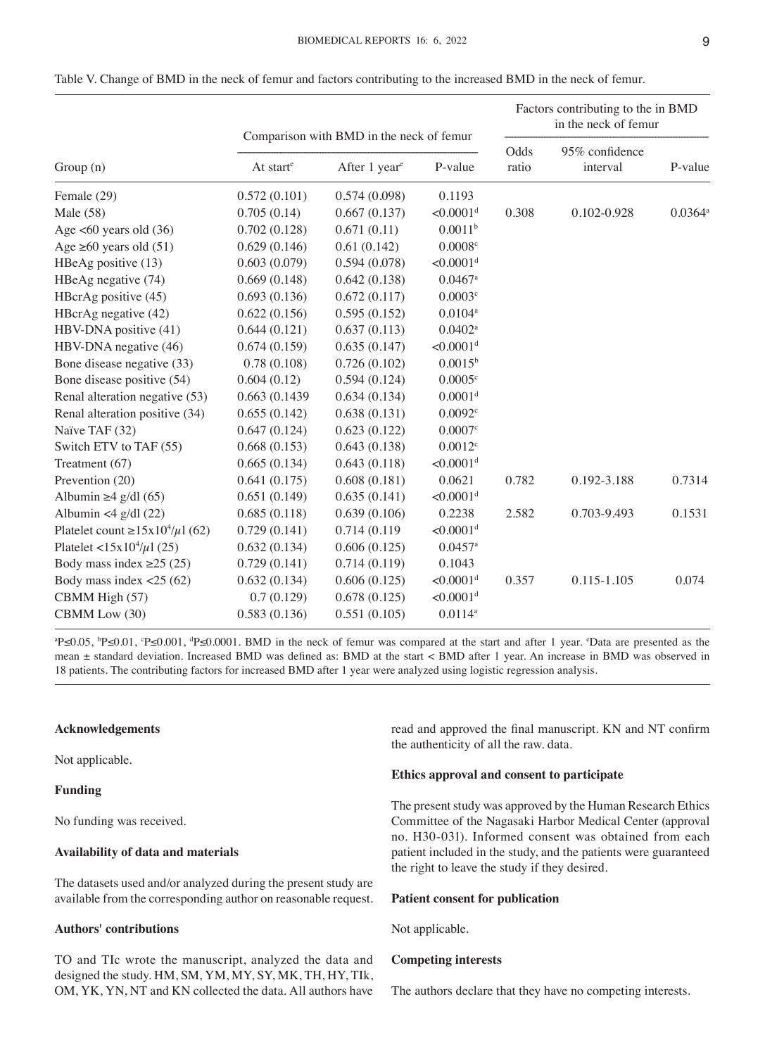Table V. Change of BMD in the neck of femur and factors contributing to the increased BMD in the neck of femur.

| Group (n) | Comparison with BMD in the neck of femur | | | Factors contributing to the in BMD in the neck of femur | | |
|---|---|---|---|---|---|---|
| | At start[e] | After 1 year[e] | P-value | Odds ratio | 95% confidence interval | P-value |
| Female (29) | 0.572 (0.101) | 0.574 (0.098) | 0.1193 | | | |
| Male (58) | 0.705 (0.14) | 0.667 (0.137) | <0.0001[d] | 0.308 | 0.102-0.928 | 0.0364[a] |
| Age <60 years old (36) | 0.702 (0.128) | 0.671 (0.11) | 0.0011[b] | | | |
| Age ≥60 years old (51) | 0.629 (0.146) | 0.61 (0.142) | 0.0008[c] | | | |
| HBeAg positive (13) | 0.603 (0.079) | 0.594 (0.078) | <0.0001[d] | | | |
| HBeAg negative (74) | 0.669 (0.148) | 0.642 (0.138) | 0.0467[a] | | | |
| HBcrAg positive (45) | 0.693 (0.136) | 0.672 (0.117) | 0.0003[c] | | | |
| HBcrAg negative (42) | 0.622 (0.156) | 0.595 (0.152) | 0.0104[a] | | | |
| HBV-DNA positive (41) | 0.644 (0.121) | 0.637 (0.113) | 0.0402[a] | | | |
| HBV-DNA negative (46) | 0.674 (0.159) | 0.635 (0.147) | <0.0001[d] | | | |
| Bone disease negative (33) | 0.78 (0.108) | 0.726 (0.102) | 0.0015[b] | | | |
| Bone disease positive (54) | 0.604 (0.12) | 0.594 (0.124) | 0.0005[c] | | | |
| Renal alteration negative (53) | 0.663 (0.1439 | 0.634 (0.134) | 0.0001[d] | | | |
| Renal alteration positive (34) | 0.655 (0.142) | 0.638 (0.131) | 0.0092[c] | | | |
| Naïve TAF (32) | 0.647 (0.124) | 0.623 (0.122) | 0.0007[c] | | | |
| Switch ETV to TAF (55) | 0.668 (0.153) | 0.643 (0.138) | 0.0012[c] | | | |
| Treatment (67) | 0.665 (0.134) | 0.643 (0.118) | <0.0001[d] | | | |
| Prevention (20) | 0.641 (0.175) | 0.608 (0.181) | 0.0621 | 0.782 | 0.192-3.188 | 0.7314 |
| Albumin ≥4 g/dl (65) | 0.651 (0.149) | 0.635 (0.141) | <0.0001[d] | | | |
| Albumin <4 g/dl (22) | 0.685 (0.118) | 0.639 (0.106) | 0.2238 | 2.582 | 0.703-9.493 | 0.1531 |
| Platelet count ≥15x10$^4$/$\mu$l (62) | 0.729 (0.141) | 0.714 (0.119 | <0.0001[d] | | | |
| Platelet <15x10$^4$/$\mu$l (25) | 0.632 (0.134) | 0.606 (0.125) | 0.0457[a] | | | |
| Body mass index ≥25 (25) | 0.729 (0.141) | 0.714 (0.119) | 0.1043 | | | |
| Body mass index <25 (62) | 0.632 (0.134) | 0.606 (0.125) | <0.0001[d] | 0.357 | 0.115-1.105 | 0.074 |
| CBMM High (57) | 0.7 (0.129) | 0.678 (0.125) | <0.0001[d] | | | |
| CBMM Low (30) | 0.583 (0.136) | 0.551 (0.105) | 0.0114[a] | | | |

[a]P≤0.05, [b]P≤0.01, [c]P≤0.001, [d]P≤0.0001. BMD in the neck of femur was compared at the start and after 1 year. [e]Data are presented as the mean ± standard deviation. Increased BMD was defined as: BMD at the start < BMD after 1 year. An increase in BMD was observed in 18 patients. The contributing factors for increased BMD after 1 year were analyzed using logistic regression analysis.

**Acknowledgements**

Not applicable.

**Funding**

No funding was received.

**Availability of data and materials**

The datasets used and/or analyzed during the present study are available from the corresponding author on reasonable request.

**Authors' contributions**

TO and TIc wrote the manuscript, analyzed the data and designed the study. HM, SM, YM, MY, SY, MK, TH, HY, TIk, OM, YK, YN, NT and KN collected the data. All authors have read and approved the final manuscript. KN and NT confirm the authenticity of all the raw. data.

**Ethics approval and consent to participate**

The present study was approved by the Human Research Ethics Committee of the Nagasaki Harbor Medical Center (approval no. H30-031). Informed consent was obtained from each patient included in the study, and the patients were guaranteed the right to leave the study if they desired.

**Patient consent for publication**

Not applicable.

**Competing interests**

The authors declare that they have no competing interests.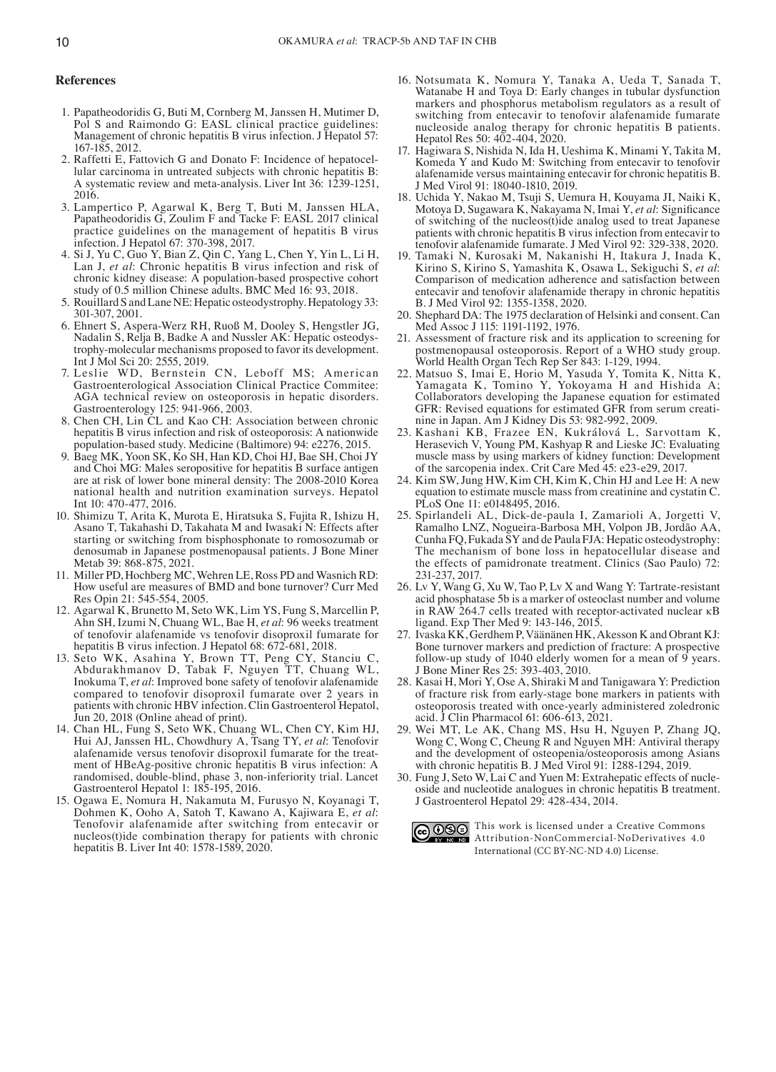## References

1. Papatheodoridis G, Buti M, Cornberg M, Janssen H, Mutimer D, Pol S and Raimondo G: EASL clinical practice guidelines: Management of chronic hepatitis B virus infection. J Hepatol 57: 167-185, 2012.
2. Raffetti E, Fattovich G and Donato F: Incidence of hepatocellular carcinoma in untreated subjects with chronic hepatitis B: A systematic review and meta-analysis. Liver Int 36: 1239-1251, 2016.
3. Lampertico P, Agarwal K, Berg T, Buti M, Janssen HLA, Papatheodoridis G, Zoulim F and Tacke F: EASL 2017 clinical practice guidelines on the management of hepatitis B virus infection. J Hepatol 67: 370-398, 2017.
4. Si J, Yu C, Guo Y, Bian Z, Qin C, Yang L, Chen Y, Yin L, Li H, Lan J, *et al*: Chronic hepatitis B virus infection and risk of chronic kidney disease: A population-based prospective cohort study of 0.5 million Chinese adults. BMC Med 16: 93, 2018.
5. Rouillard S and Lane NE: Hepatic osteodystrophy. Hepatology 33: 301-307, 2001.
6. Ehnert S, Aspera-Werz RH, Ruoß M, Dooley S, Hengstler JG, Nadalin S, Relja B, Badke A and Nussler AK: Hepatic osteodystrophy-molecular mechanisms proposed to favor its development. Int J Mol Sci 20: 2555, 2019.
7. Leslie WD, Bernstein CN, Leboff MS; American Gastroenterological Association Clinical Practice Commitee: AGA technical review on osteoporosis in hepatic disorders. Gastroenterology 125: 941-966, 2003.
8. Chen CH, Lin CL and Kao CH: Association between chronic hepatitis B virus infection and risk of osteoporosis: A nationwide population-based study. Medicine (Baltimore) 94: e2276, 2015.
9. Baeg MK, Yoon SK, Ko SH, Han KD, Choi HJ, Bae SH, Choi JY and Choi MG: Males seropositive for hepatitis B surface antigen are at risk of lower bone mineral density: The 2008-2010 Korea national health and nutrition examination surveys. Hepatol Int 10: 470-477, 2016.
10. Shimizu T, Arita K, Murota E, Hiratsuka S, Fujita R, Ishizu H, Asano T, Takahashi D, Takahata M and Iwasaki N: Effects after starting or switching from bisphosphonate to romosozumab or denosumab in Japanese postmenopausal patients. J Bone Miner Metab 39: 868-875, 2021.
11. Miller PD, Hochberg MC, Wehren LE, Ross PD and Wasnich RD: How useful are measures of BMD and bone turnover? Curr Med Res Opin 21: 545-554, 2005.
12. Agarwal K, Brunetto M, Seto WK, Lim YS, Fung S, Marcellin P, Ahn SH, Izumi N, Chuang WL, Bae H, *et al*: 96 weeks treatment of tenofovir alafenamide vs tenofovir disoproxil fumarate for hepatitis B virus infection. J Hepatol 68: 672-681, 2018.
13. Seto WK, Asahina Y, Brown TT, Peng CY, Stanciu C, Abdurakhmanov D, Tabak F, Nguyen TT, Chuang WL, Inokuma T, *et al*: Improved bone safety of tenofovir alafenamide compared to tenofovir disoproxil fumarate over 2 years in patients with chronic HBV infection. Clin Gastroenterol Hepatol, Jun 20, 2018 (Online ahead of print).
14. Chan HL, Fung S, Seto WK, Chuang WL, Chen CY, Kim HJ, Hui AJ, Janssen HL, Chowdhury A, Tsang TY, *et al*: Tenofovir alafenamide versus tenofovir disoproxil fumarate for the treatment of HBeAg-positive chronic hepatitis B virus infection: A randomised, double-blind, phase 3, non-inferiority trial. Lancet Gastroenterol Hepatol 1: 185-195, 2016.
15. Ogawa E, Nomura H, Nakamuta M, Furusyo N, Koyanagi T, Dohmen K, Ooho A, Satoh T, Kawano A, Kajiwara E, *et al*: Tenofovir alafenamide after switching from entecavir or nucleos(t)ide combination therapy for patients with chronic hepatitis B. Liver Int 40: 1578-1589, 2020.
16. Notsumata K, Nomura Y, Tanaka A, Ueda T, Sanada T, Watanabe H and Toya D: Early changes in tubular dysfunction markers and phosphorus metabolism regulators as a result of switching from entecavir to tenofovir alafenamide fumarate nucleoside analog therapy for chronic hepatitis B patients. Hepatol Res 50: 402-404, 2020.
17. Hagiwara S, Nishida N, Ida H, Ueshima K, Minami Y, Takita M, Komeda Y and Kudo M: Switching from entecavir to tenofovir alafenamide versus maintaining entecavir for chronic hepatitis B. J Med Virol 91: 18040-1810, 2019.
18. Uchida Y, Nakao M, Tsuji S, Uemura H, Kouyama JI, Naiki K, Motoya D, Sugawara K, Nakayama N, Imai Y, *et al*: Significance of switching of the nucleos(t)ide analog used to treat Japanese patients with chronic hepatitis B virus infection from entecavir to tenofovir alafenamide fumarate. J Med Virol 92: 329-338, 2020.
19. Tamaki N, Kurosaki M, Nakanishi H, Itakura J, Inada K, Kirino S, Kirino S, Yamashita K, Osawa L, Sekiguchi S, *et al*: Comparison of medication adherence and satisfaction between entecavir and tenofovir alafenamide therapy in chronic hepatitis B. J Med Virol 92: 1355-1358, 2020.
20. Shephard DA: The 1975 declaration of Helsinki and consent. Can Med Assoc J 115: 1191-1192, 1976.
21. Assessment of fracture risk and its application to screening for postmenopausal osteoporosis. Report of a WHO study group. World Health Organ Tech Rep Ser 843: 1-129, 1994.
22. Matsuo S, Imai E, Horio M, Yasuda Y, Tomita K, Nitta K, Yamagata K, Tomino Y, Yokoyama H and Hishida A; Collaborators developing the Japanese equation for estimated GFR: Revised equations for estimated GFR from serum creatinine in Japan. Am J Kidney Dis 53: 982-992, 2009.
23. Kashani KB, Frazee EN, Kukrálová L, Sarvottam K, Herasevich V, Young PM, Kashyap R and Lieske JC: Evaluating muscle mass by using markers of kidney function: Development of the sarcopenia index. Crit Care Med 45: e23-e29, 2017.
24. Kim SW, Jung HW, Kim CH, Kim K, Chin HJ and Lee H: A new equation to estimate muscle mass from creatinine and cystatin C. PLoS One 11: e0148495, 2016.
25. Spirlandeli AL, Dick-de-paula I, Zamarioli A, Jorgetti V, Ramalho LNZ, Nogueira-Barbosa MH, Volpon JB, Jordão AA, Cunha FQ, Fukada SY and de Paula FJA: Hepatic osteodystrophy: The mechanism of bone loss in hepatocellular disease and the effects of pamidronate treatment. Clinics (Sao Paulo) 72: 231-237, 2017.
26. Lv Y, Wang G, Xu W, Tao P, Lv X and Wang Y: Tartrate-resistant acid phosphatase 5b is a marker of osteoclast number and volume in RAW 264.7 cells treated with receptor-activated nuclear κB ligand. Exp Ther Med 9: 143-146, 2015.
27. Ivaska KK, Gerdhem P, Väänänen HK, Akesson K and Obrant KJ: Bone turnover markers and prediction of fracture: A prospective follow-up study of 1040 elderly women for a mean of 9 years. J Bone Miner Res 25: 393-403, 2010.
28. Kasai H, Mori Y, Ose A, Shiraki M and Tanigawara Y: Prediction of fracture risk from early-stage bone markers in patients with osteoporosis treated with once-yearly administered zoledronic acid. J Clin Pharmacol 61: 606-613, 2021.
29. Wei MT, Le AK, Chang MS, Hsu H, Nguyen P, Zhang JQ, Wong C, Wong C, Cheung R and Nguyen MH: Antiviral therapy and the development of osteopenia/osteoporosis among Asians with chronic hepatitis B. J Med Virol 91: 1288-1294, 2019.
30. Fung J, Seto W, Lai C and Yuen M: Extrahepatic effects of nucleoside and nucleotide analogues in chronic hepatitis B treatment. J Gastroenterol Hepatol 29: 428-434, 2014.

This work is licensed under a Creative Commons Attribution-NonCommercial-NoDerivatives 4.0 International (CC BY-NC-ND 4.0) License.